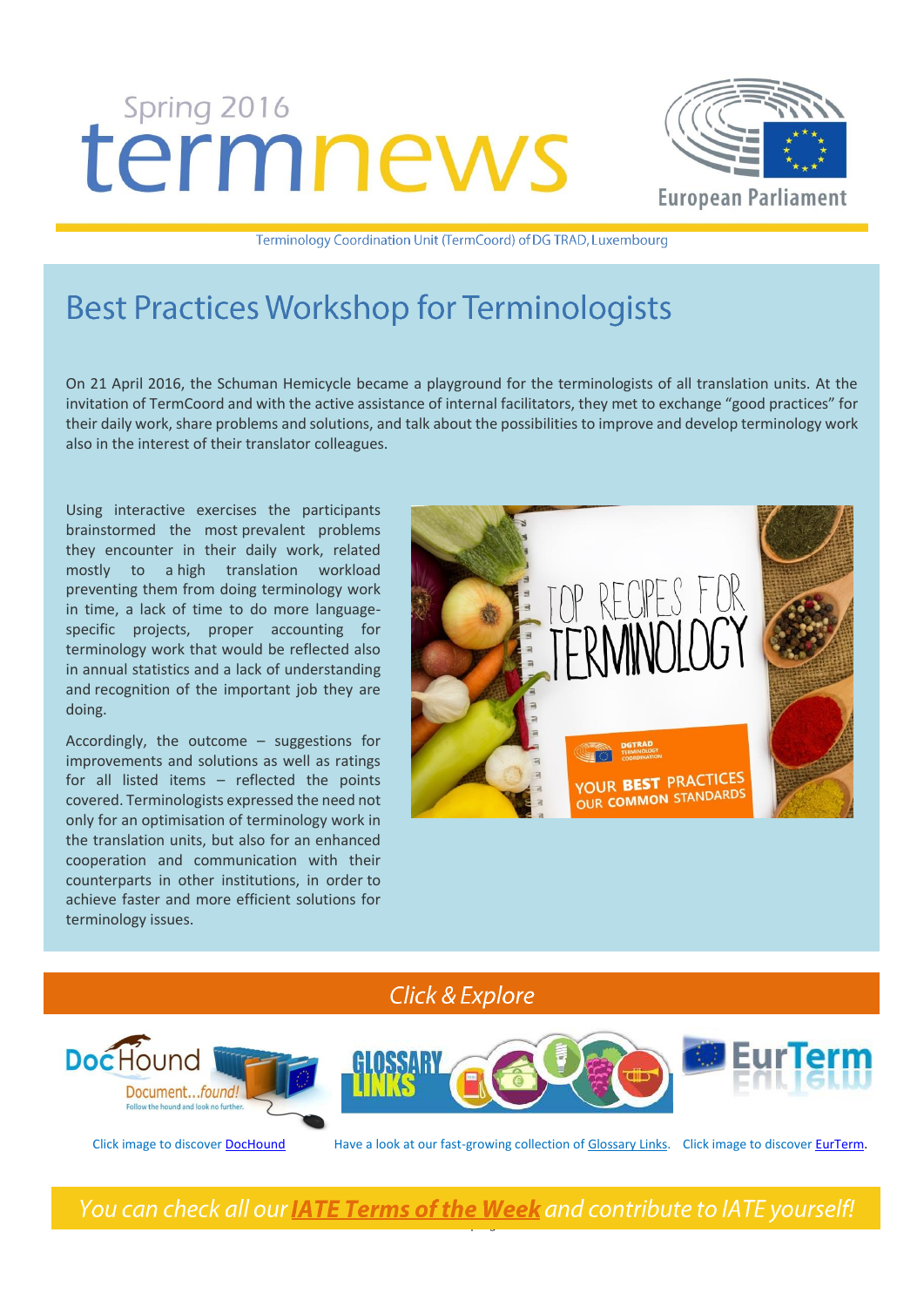Spring 2016

# termnews

European Parliament

Terminology Coordination Unit (TermCoord) of DG TRAD, Luxembourg

## Best Practices Workshop for Terminologists

On 21 April 2016, the Schuman Hemicycle became a playground for the terminologists of all translation units. At the invitation of TermCoord and with the active assistance of internal facilitators, they met to exchange "good practices" for their daily work, share problems and solutions, and talk about the possibilities to improve and develop terminology work also in the interest of their translator colleagues.

Using interactive exercises the participants brainstormed the most prevalent problems they encounter in their daily work, related mostly to a high translation workload preventing them from doing terminology work in time, a lack of time to do more language-specific projects, proper accounting for terminology work that would be reflected also in annual statistics and a lack of understanding and recognition of the important job they are doing.

Accordingly, the outcome – suggestions for improvements and solutions as well as ratings for all listed items – reflected the points covered. Terminologists expressed the need not only for an optimisation of terminology work in the translation units, but also for an enhanced cooperation and communication with their counterparts in other institutions, in order to achieve faster and more efficient solutions for terminology issues.

## *Click & Explore*

Click image to discover DocHound

Have a look at our fast-growing collection of Glossary Links.

Click image to discover EurTerm.

*You can check all our **IATE Terms of the Week** and contribute to IATE yourself!*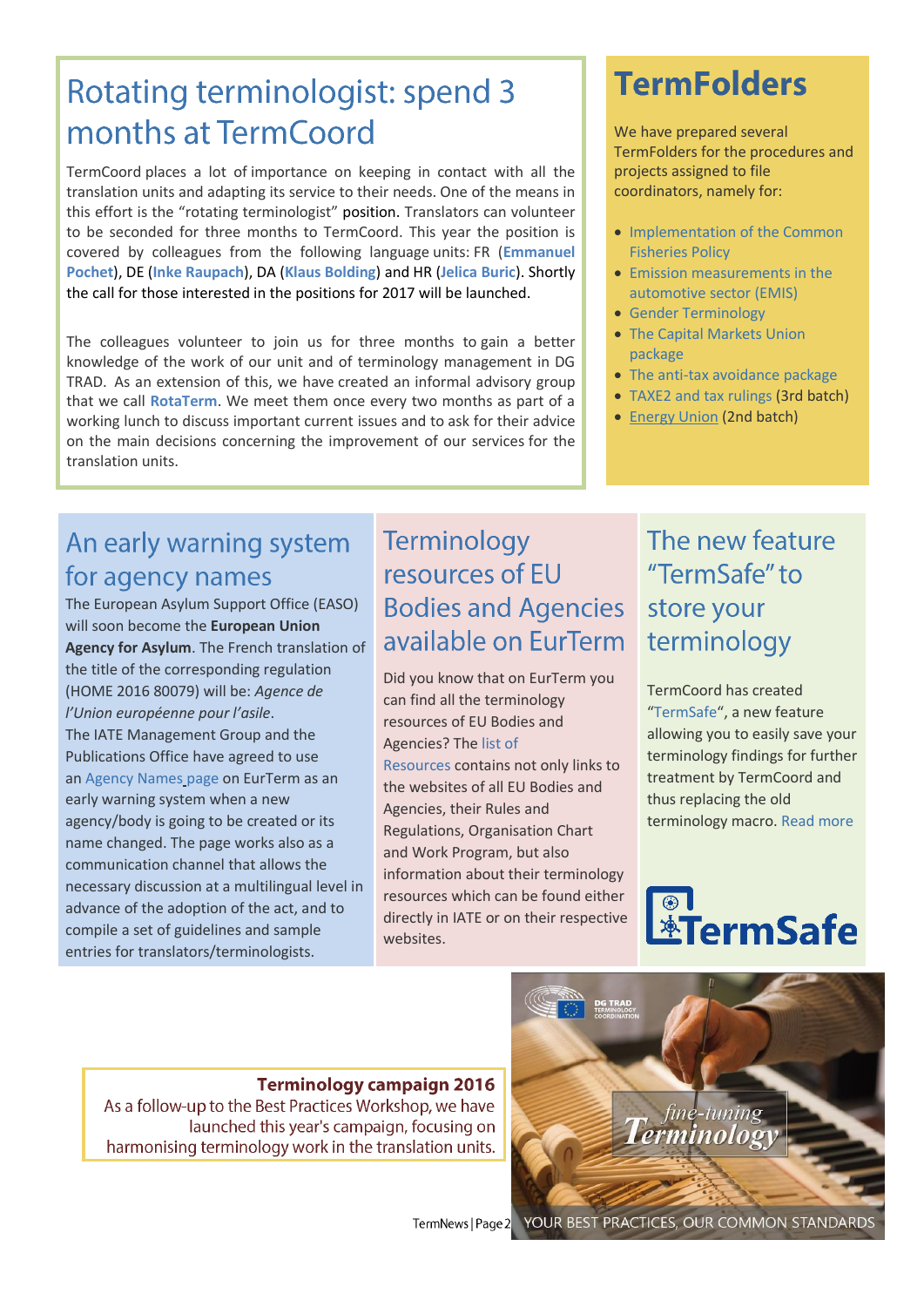# Rotating terminologist: spend 3 months at TermCoord

TermCoord places a lot of importance on keeping in contact with all the translation units and adapting its service to their needs. One of the means in this effort is the "rotating terminologist" position. Translators can volunteer to be seconded for three months to TermCoord. This year the position is covered by colleagues from the following language units: FR (**Emmanuel Pochet**), DE (**Inke Raupach**), DA (**Klaus Bolding**) and HR (**Jelica Buric**). Shortly the call for those interested in the positions for 2017 will be launched.

The colleagues volunteer to join us for three months to gain a better knowledge of the work of our unit and of terminology management in DG TRAD. As an extension of this, we have created an informal advisory group that we call **RotaTerm**. We meet them once every two months as part of a working lunch to discuss important current issues and to ask for their advice on the main decisions concerning the improvement of our services for the translation units.

# TermFolders

We have prepared several TermFolders for the procedures and projects assigned to file coordinators, namely for:

- Implementation of the Common Fisheries Policy
- Emission measurements in the automotive sector (EMIS)
- Gender Terminology
- The Capital Markets Union package
- The anti-tax avoidance package
- TAXE2 and tax rulings (3rd batch)
- Energy Union (2nd batch)

## An early warning system for agency names

The European Asylum Support Office (EASO) will soon become the **European Union Agency for Asylum**. The French translation of the title of the corresponding regulation (HOME 2016 80079) will be: *Agence de l'Union européenne pour l'asile*.

The IATE Management Group and the Publications Office have agreed to use an Agency Names page on EurTerm as an early warning system when a new agency/body is going to be created or its name changed. The page works also as a communication channel that allows the necessary discussion at a multilingual level in advance of the adoption of the act, and to compile a set of guidelines and sample entries for translators/terminologists.

## Terminology resources of EU Bodies and Agencies available on EurTerm

Did you know that on EurTerm you can find all the terminology resources of EU Bodies and Agencies? The list of Resources contains not only links to the websites of all EU Bodies and Agencies, their Rules and Regulations, Organisation Chart and Work Program, but also information about their terminology resources which can be found either directly in IATE or on their respective websites.

## The new feature "TermSafe" to store your terminology

TermCoord has created "TermSafe", a new feature allowing you to easily save your terminology findings for further treatment by TermCoord and thus replacing the old terminology macro. Read more

**Terminology campaign 2016**

As a follow-up to the Best Practices Workshop, we have launched this year's campaign, focusing on harmonising terminology work in the translation units.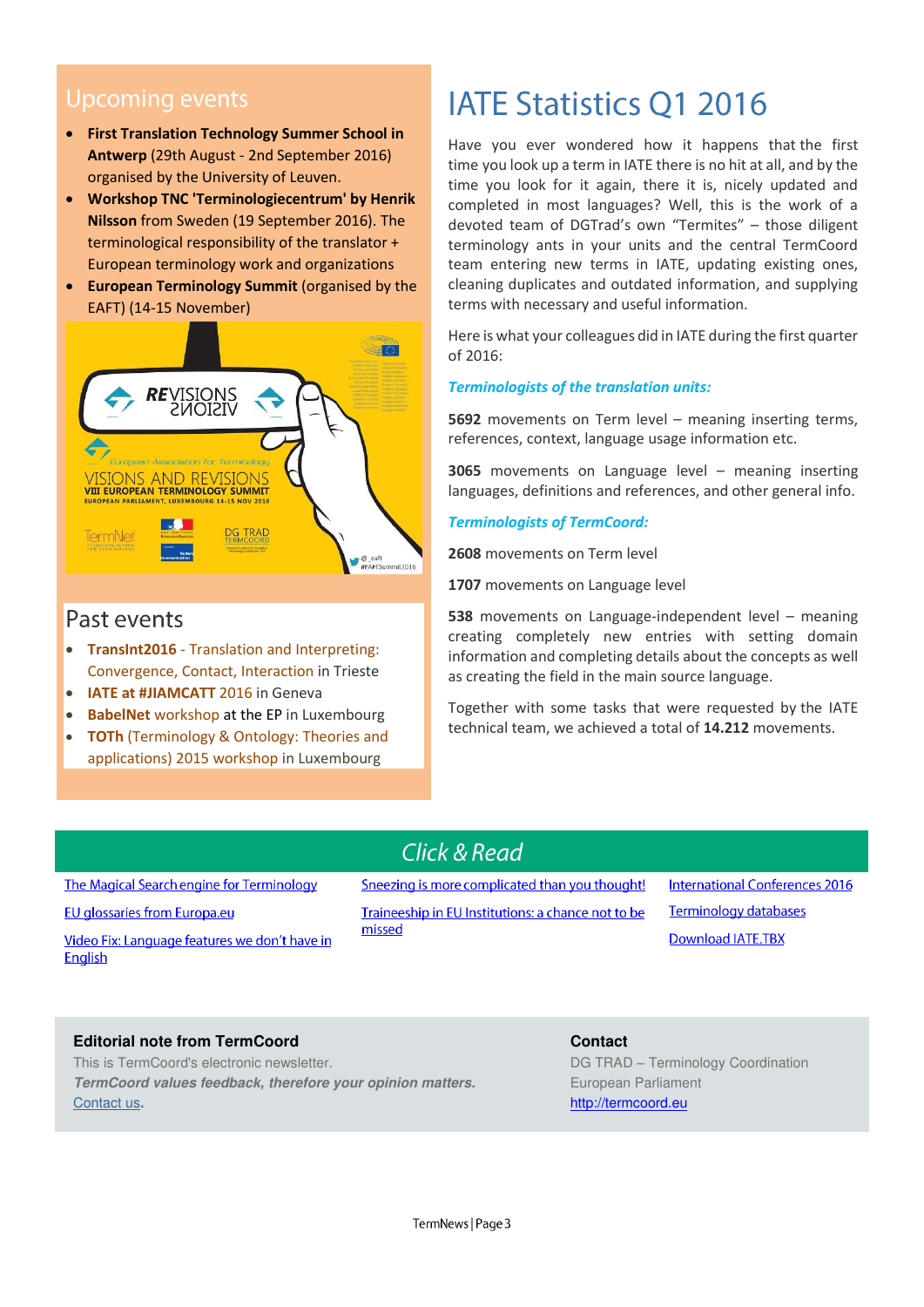## Upcoming events

- **First Translation Technology Summer School in Antwerp** (29th August - 2nd September 2016) organised by the University of Leuven.
- **Workshop TNC 'Terminologiecentrum' by Henrik Nilsson** from Sweden (19 September 2016). The terminological responsibility of the translator + European terminology work and organizations
- **European Terminology Summit** (organised by the EAFT) (14-15 November)

## Past events

- **TransInt2016** - Translation and Interpreting: Convergence, Contact, Interaction in Trieste
- **IATE at #JIAMCATT** 2016 in Geneva
- **BabelNet** workshop at the EP in Luxembourg
- **TOTh** (Terminology & Ontology: Theories and applications) 2015 workshop in Luxembourg

# IATE Statistics Q1 2016

Have you ever wondered how it happens that the first time you look up a term in IATE there is no hit at all, and by the time you look for it again, there it is, nicely updated and completed in most languages? Well, this is the work of a devoted team of DGTrad's own "Termites" – those diligent terminology ants in your units and the central TermCoord team entering new terms in IATE, updating existing ones, cleaning duplicates and outdated information, and supplying terms with necessary and useful information.

Here is what your colleagues did in IATE during the first quarter of 2016:

***Terminologists of the translation units:***

**5692** movements on Term level – meaning inserting terms, references, context, language usage information etc.

**3065** movements on Language level – meaning inserting languages, definitions and references, and other general info.

***Terminologists of TermCoord:***

**2608** movements on Term level

**1707** movements on Language level

**538** movements on Language-independent level – meaning creating completely new entries with setting domain information and completing details about the concepts as well as creating the field in the main source language.

Together with some tasks that were requested by the IATE technical team, we achieved a total of **14.212** movements.

## *Click & Read*

The Magical Search engine for Terminology

EU glossaries from Europa.eu

Video Fix: Language features we don't have in English

Sneezing is more complicated than you thought!

Traineeship in EU Institutions: a chance not to be missed

International Conferences 2016

Terminology databases

Download IATE.TBX

**Editorial note from TermCoord**

This is TermCoord's electronic newsletter.

***TermCoord values feedback, therefore your opinion matters.***

Contact us.

**Contact**

DG TRAD – Terminology Coordination

European Parliament

http://termcoord.eu